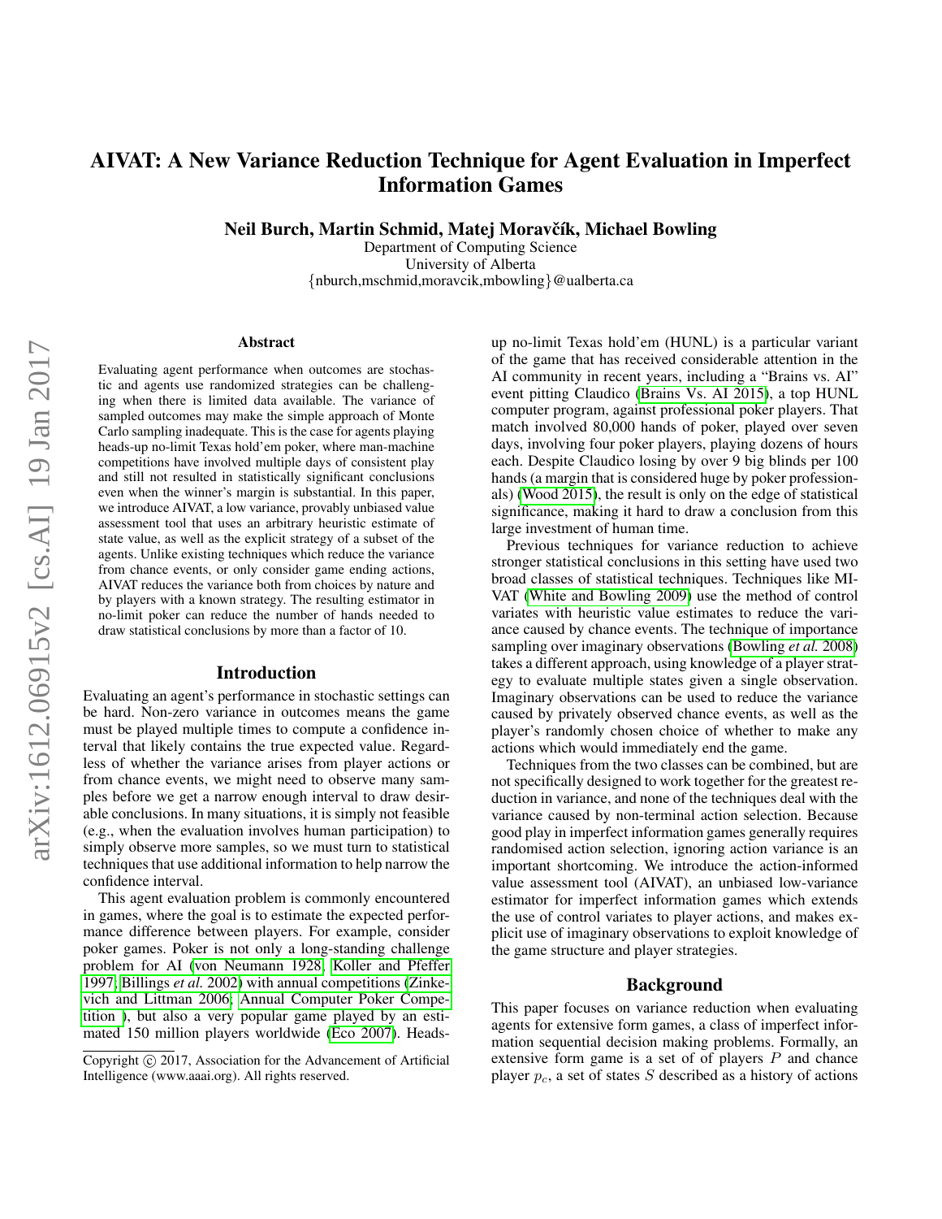# AIVAT: A New Variance Reduction Technique for Agent Evaluation in Imperfect Information Games

**Neil Burch, Martin Schmid, Matej Moravčík, Michael Bowling**

Department of Computing Science
University of Alberta
{nburch,mschmid,moravcik,mbowling}@ualberta.ca

## Abstract

Evaluating agent performance when outcomes are stochastic and agents use randomized strategies can be challenging when there is limited data available. The variance of sampled outcomes may make the simple approach of Monte Carlo sampling inadequate. This is the case for agents playing heads-up no-limit Texas hold'em poker, where man-machine competitions have involved multiple days of consistent play and still not resulted in statistically significant conclusions even when the winner's margin is substantial. In this paper, we introduce AIVAT, a low variance, provably unbiased value assessment tool that uses an arbitrary heuristic estimate of state value, as well as the explicit strategy of a subset of the agents. Unlike existing techniques which reduce the variance from chance events, or only consider game ending actions, AIVAT reduces the variance both from choices by nature and by players with a known strategy. The resulting estimator in no-limit poker can reduce the number of hands needed to draw statistical conclusions by more than a factor of 10.

## Introduction

Evaluating an agent's performance in stochastic settings can be hard. Non-zero variance in outcomes means the game must be played multiple times to compute a confidence interval that likely contains the true expected value. Regardless of whether the variance arises from player actions or from chance events, we might need to observe many samples before we get a narrow enough interval to draw desirable conclusions. In many situations, it is simply not feasible (e.g., when the evaluation involves human participation) to simply observe more samples, so we must turn to statistical techniques that use additional information to help narrow the confidence interval.

This agent evaluation problem is commonly encountered in games, where the goal is to estimate the expected performance difference between players. For example, consider poker games. Poker is not only a long-standing challenge problem for AI (von Neumann 1928; Koller and Pfeffer 1997; Billings *et al.* 2002) with annual competitions (Zinkevich and Littman 2006; Annual Computer Poker Competition ), but also a very popular game played by an estimated 150 million players worldwide (Eco 2007). Heads-up no-limit Texas hold'em (HUNL) is a particular variant of the game that has received considerable attention in the AI community in recent years, including a "Brains vs. AI" event pitting Claudico (Brains Vs. AI 2015), a top HUNL computer program, against professional poker players. That match involved 80,000 hands of poker, played over seven days, involving four poker players, playing dozens of hours each. Despite Claudico losing by over 9 big blinds per 100 hands (a margin that is considered huge by poker professionals) (Wood 2015), the result is only on the edge of statistical significance, making it hard to draw a conclusion from this large investment of human time.

Previous techniques for variance reduction to achieve stronger statistical conclusions in this setting have used two broad classes of statistical techniques. Techniques like MIVAT (White and Bowling 2009) use the method of control variates with heuristic value estimates to reduce the variance caused by chance events. The technique of importance sampling over imaginary observations (Bowling *et al.* 2008) takes a different approach, using knowledge of a player strategy to evaluate multiple states given a single observation. Imaginary observations can be used to reduce the variance caused by privately observed chance events, as well as the player's randomly chosen choice of whether to make any actions which would immediately end the game.

Techniques from the two classes can be combined, but are not specifically designed to work together for the greatest reduction in variance, and none of the techniques deal with the variance caused by non-terminal action selection. Because good play in imperfect information games generally requires randomised action selection, ignoring action variance is an important shortcoming. We introduce the action-informed value assessment tool (AIVAT), an unbiased low-variance estimator for imperfect information games which extends the use of control variates to player actions, and makes explicit use of imaginary observations to exploit knowledge of the game structure and player strategies.

## Background

This paper focuses on variance reduction when evaluating agents for extensive form games, a class of imperfect information sequential decision making problems. Formally, an extensive form game is a set of of players $P$ and chance player $p_c$, a set of states $S$ described as a history of actions

Copyright © 2017, Association for the Advancement of Artificial Intelligence (www.aaai.org). All rights reserved.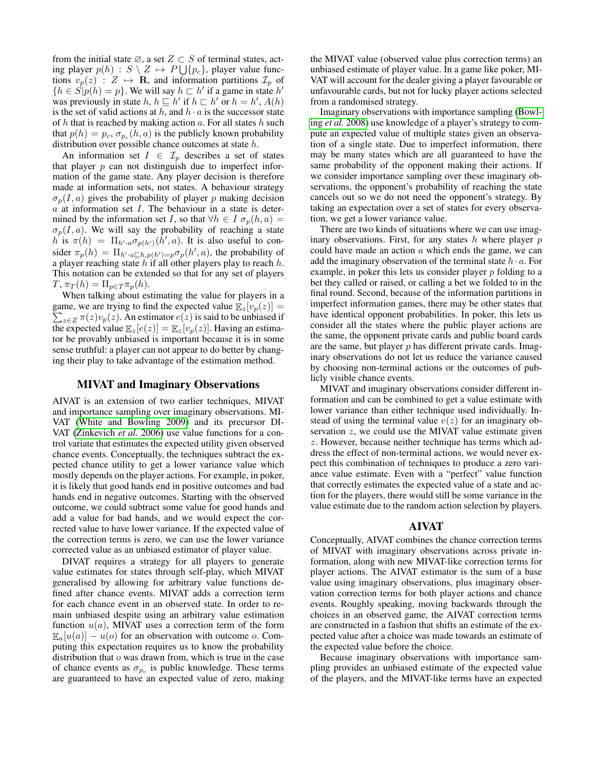from the initial state $\varnothing$, a set $Z \subset S$ of terminal states, acting player $p(h) : S \setminus Z \mapsto P \bigcup \{p_c\}$, player value functions $v_p(z) : Z \mapsto \mathbf{R}$, and information partitions $\mathcal{I}_p$ of $\{h \in S | p(h) = p\}$. We will say $h \sqsubset h'$ if a game in state $h'$ was previously in state $h$, $h \sqsubseteq h'$ if $h \sqsubset h'$ or $h = h'$, $A(h)$ is the set of valid actions at $h$, and $h \cdot a$ is the successor state of $h$ that is reached by making action $a$. For all states $h$ such that $p(h) = p_c$, $\sigma_{p_c}(h, a)$ is the publicly known probability distribution over possible chance outcomes at state $h$.

An information set $I \in \mathcal{I}_p$ describes a set of states that player $p$ can not distinguish due to imperfect information of the game state. Any player decision is therefore made at information sets, not states. A behaviour strategy $\sigma_p(I, a)$ gives the probability of player $p$ making decision $a$ at information set $I$. The behaviour in a state is determined by the information set $I$, so that $\forall h \in I\ \sigma_p(h, a) = \sigma_p(I, a)$. We will say the probability of reaching a state $h$ is $\pi(h) = \Pi_{h' \cdot a} \sigma_{p(h')}(h', a)$. It is also useful to consider $\pi_p(h) = \Pi_{h' \cdot a \sqsubseteq h, p(h')=p} \sigma_p(h', a)$, the probability of a player reaching state $h$ if all other players play to reach $h$. This notation can be extended so that for any set of players $T$, $\pi_T(h) = \Pi_{p \in T} \pi_p(h)$.

When talking about estimating the value for players in a game, we are trying to find the expected value $\mathbb{E}_z[v_p(z)] = \sum_{z \in Z} \pi(z) v_p(z)$. An estimator $e(z)$ is said to be unbiased if the expected value $\mathbb{E}_z[e(z)] = \mathbb{E}_z[v_p(z)]$. Having an estimator be provably unbiased is important because it is in some sense truthful: a player can not appear to do better by changing their play to take advantage of the estimation method.

## MIVAT and Imaginary Observations

AIVAT is an extension of two earlier techniques, MIVAT and importance sampling over imaginary observations. MIVAT (White and Bowling 2009) and its precursor DIVAT (Zinkevich *et al.* 2006) use value functions for a control variate that estimates the expected utility given observed chance events. Conceptually, the techniques subtract the expected chance utility to get a lower variance value which mostly depends on the player actions. For example, in poker, it is likely that good hands end in positive outcomes and bad hands end in negative outcomes. Starting with the observed outcome, we could subtract some value for good hands and add a value for bad hands, and we would expect the corrected value to have lower variance. If the expected value of the correction terms is zero, we can use the lower variance corrected value as an unbiased estimator of player value.

DIVAT requires a strategy for all players to generate value estimates for states through self-play, which MIVAT generalised by allowing for arbitrary value functions defined after chance events. MIVAT adds a correction term for each chance event in an observed state. In order to remain unbiased despite using an arbitrary value estimation function $u(a)$, MIVAT uses a correction term of the form $\mathbb{E}_a[u(a)] - u(o)$ for an observation with outcome $o$. Computing this expectation requires us to know the probability distribution that $o$ was drawn from, which is true in the case of chance events as $\sigma_{p_c}$ is public knowledge. These terms are guaranteed to have an expected value of zero, making the MIVAT value (observed value plus correction terms) an unbiased estimate of player value. In a game like poker, MIVAT will account for the dealer giving a player favourable or unfavourable cards, but not for lucky player actions selected from a randomised strategy.

Imaginary observations with importance sampling (Bowling *et al.* 2008) use knowledge of a player's strategy to compute an expected value of multiple states given an observation of a single state. Due to imperfect information, there may be many states which are all guaranteed to have the same probability of the opponent making their actions. If we consider importance sampling over these imaginary observations, the opponent's probability of reaching the state cancels out so we do not need the opponent's strategy. By taking an expectation over a set of states for every observation, we get a lower variance value.

There are two kinds of situations where we can use imaginary observations. First, for any states $h$ where player $p$ could have made an action $a$ which ends the game, we can add the imaginary observation of the terminal state $h \cdot a$. For example, in poker this lets us consider player $p$ folding to a bet they called or raised, or calling a bet we folded to in the final round. Second, because of the information partitions in imperfect information games, there may be other states that have identical opponent probabilities. In poker, this lets us consider all the states where the public player actions are the same, the opponent private cards and public board cards are the same, but player $p$ has different private cards. Imaginary observations do not let us reduce the variance caused by choosing non-terminal actions or the outcomes of publicly visible chance events.

MIVAT and imaginary observations consider different information and can be combined to get a value estimate with lower variance than either technique used individually. Instead of using the terminal value $v(z)$ for an imaginary observation $z$, we could use the MIVAT value estimate given $z$. However, because neither technique has terms which address the effect of non-terminal actions, we would never expect this combination of techniques to produce a zero variance value estimate. Even with a "perfect" value function that correctly estimates the expected value of a state and action for the players, there would still be some variance in the value estimate due to the random action selection by players.

## AIVAT

Conceptually, AIVAT combines the chance correction terms of MIVAT with imaginary observations across private information, along with new MIVAT-like correction terms for player actions. The AIVAT estimator is the sum of a base value using imaginary observations, plus imaginary observation correction terms for both player actions and chance events. Roughly speaking, moving backwards through the choices in an observed game, the AIVAT correction terms are constructed in a fashion that shifts an estimate of the expected value after a choice was made towards an estimate of the expected value before the choice.

Because imaginary observations with importance sampling provides an unbiased estimate of the expected value of the players, and the MIVAT-like terms have an expected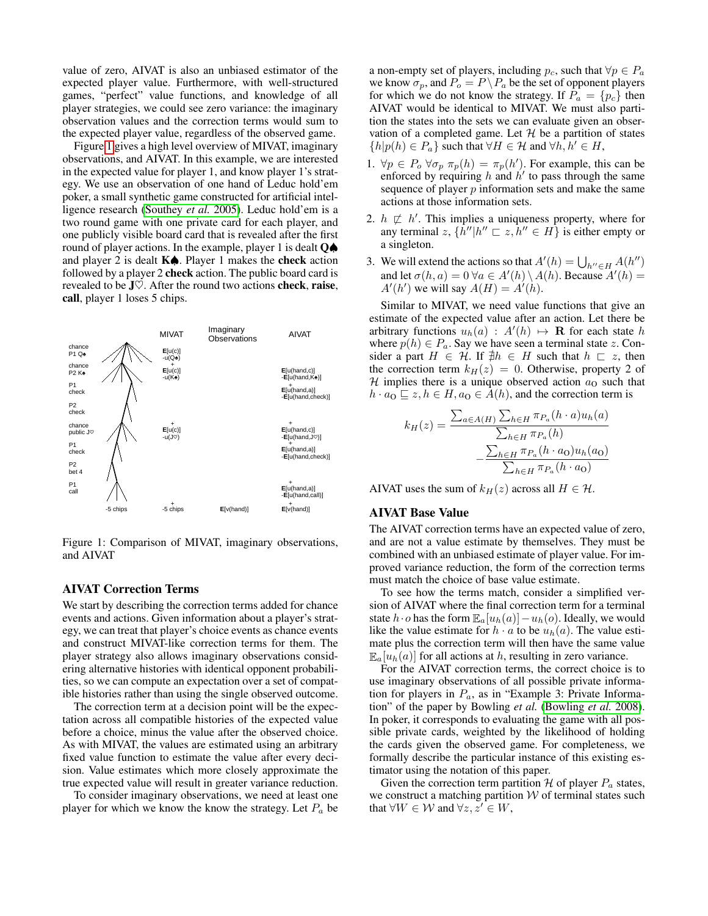value of zero, AIVAT is also an unbiased estimator of the expected player value. Furthermore, with well-structured games, "perfect" value functions, and knowledge of all player strategies, we could see zero variance: the imaginary observation values and the correction terms would sum to the expected player value, regardless of the observed game.

Figure 1 gives a high level overview of MIVAT, imaginary observations, and AIVAT. In this example, we are interested in the expected value for player 1, and know player 1's strategy. We use an observation of one hand of Leduc hold'em poker, a small synthetic game constructed for artificial intelligence research (Southey *et al.* 2005). Leduc hold'em is a two round game with one private card for each player, and one publicly visible board card that is revealed after the first round of player actions. In the example, player 1 is dealt **Q♠** and player 2 is dealt **K♠**. Player 1 makes the **check** action followed by a player 2 **check** action. The public board card is revealed to be **J♡**. After the round two actions **check**, **raise**, **call**, player 1 loses 5 chips.

| | MIVAT | Imaginary Observations | AIVAT |
|---|---|---|---|
| chance P1 Q♠ | E[u(c)] -u(Q♠) | | |
| chance P2 K♠ | + E[u(c)] -u(K♠) | | E[u(hand,c)] -E[u(hand,K♠)] |
| P1 check | | | + E[u(hand,a)] -E[u(hand,check)] |
| P2 check | | | |
| chance public J♡ | + E[u(c)] -u(J♡) | | + E[u(hand,c)] -E[u(hand,J♡)] |
| P1 check | | | + E[u(hand,a)] -E[u(hand,check)] |
| P2 bet 4 | | | |
| P1 call | | | + E[u(hand,a)] -E[u(hand,call)] |
| -5 chips | + -5 chips | E[v(hand)] | + E[v(hand)] |

Figure 1: Comparison of MIVAT, imaginary observations, and AIVAT

## AIVAT Correction Terms

We start by describing the correction terms added for chance events and actions. Given information about a player's strategy, we can treat that player's choice events as chance events and construct MIVAT-like correction terms for them. The player strategy also allows imaginary observations considering alternative histories with identical opponent probabilities, so we can compute an expectation over a set of compatible histories rather than using the single observed outcome.

The correction term at a decision point will be the expectation across all compatible histories of the expected value before a choice, minus the value after the observed choice. As with MIVAT, the values are estimated using an arbitrary fixed value function to estimate the value after every decision. Value estimates which more closely approximate the true expected value will result in greater variance reduction.

To consider imaginary observations, we need at least one player for which we know the know the strategy. Let $P_a$ be a non-empty set of players, including $p_c$, such that $\forall p \in P_a$ we know $\sigma_p$, and $P_o = P \setminus P_a$ be the set of opponent players for which we do not know the strategy. If $P_a = \{p_c\}$ then AIVAT would be identical to MIVAT. We must also partition the states into the sets we can evaluate given an observation of a completed game. Let $\mathcal{H}$ be a partition of states $\{h | p(h) \in P_a\}$ such that $\forall H \in \mathcal{H}$ and $\forall h, h' \in H$,

1. $\forall p \in P_o\ \forall \sigma_p\ \pi_p(h) = \pi_p(h')$. For example, this can be enforced by requiring $h$ and $h'$ to pass through the same sequence of player $p$ information sets and make the same actions at those information sets.
2. $h \not\sqsubset h'$. This implies a uniqueness property, where for any terminal $z$, $\{h'' | h'' \sqsubset z, h'' \in H\}$ is either empty or a singleton.
3. We will extend the actions so that $A'(h) = \bigcup_{h'' \in H} A(h'')$ and let $\sigma(h, a) = 0\ \forall a \in A'(h) \setminus A(h)$. Because $A'(h) = A'(h')$ we will say $A(H) = A'(h)$.

Similar to MIVAT, we need value functions that give an estimate of the expected value after an action. Let there be arbitrary functions $u_h(a) : A'(h) \mapsto \mathbf{R}$ for each state $h$ where $p(h) \in P_a$. Say we have seen a terminal state $z$. Consider a part $H \in \mathcal{H}$. If $\nexists h \in H$ such that $h \sqsubset z$, then the correction term $k_H(z) = 0$. Otherwise, property 2 of $\mathcal{H}$ implies there is a unique observed action $a_O$ such that $h \cdot a_O \sqsubseteq z, h \in H, a_O \in A(h)$, and the correction term is

$$k_H(z) = \frac{\sum_{a \in A(H)} \sum_{h \in H} \pi_{P_a}(h \cdot a) u_h(a)}{\sum_{h \in H} \pi_{P_a}(h)} - \frac{\sum_{h \in H} \pi_{P_a}(h \cdot a_O) u_h(a_O)}{\sum_{h \in H} \pi_{P_a}(h \cdot a_O)}$$

AIVAT uses the sum of $k_H(z)$ across all $H \in \mathcal{H}$.

## AIVAT Base Value

The AIVAT correction terms have an expected value of zero, and are not a value estimate by themselves. They must be combined with an unbiased estimate of player value. For improved variance reduction, the form of the correction terms must match the choice of base value estimate.

To see how the terms match, consider a simplified version of AIVAT where the final correction term for a terminal state $h \cdot o$ has the form $\mathbb{E}_a[u_h(a)] - u_h(o)$. Ideally, we would like the value estimate for $h \cdot a$ to be $u_h(a)$. The value estimate plus the correction term will then have the same value $\mathbb{E}_a[u_h(a)]$ for all actions at $h$, resulting in zero variance.

For the AIVAT correction terms, the correct choice is to use imaginary observations of all possible private information for players in $P_a$, as in "Example 3: Private Information" of the paper by Bowling *et al.* (Bowling *et al.* 2008). In poker, it corresponds to evaluating the game with all possible private cards, weighted by the likelihood of holding the cards given the observed game. For completeness, we formally describe the particular instance of this existing estimator using the notation of this paper.

Given the correction term partition $\mathcal{H}$ of player $P_a$ states, we construct a matching partition $\mathcal{W}$ of terminal states such that $\forall W \in \mathcal{W}$ and $\forall z, z' \in W$,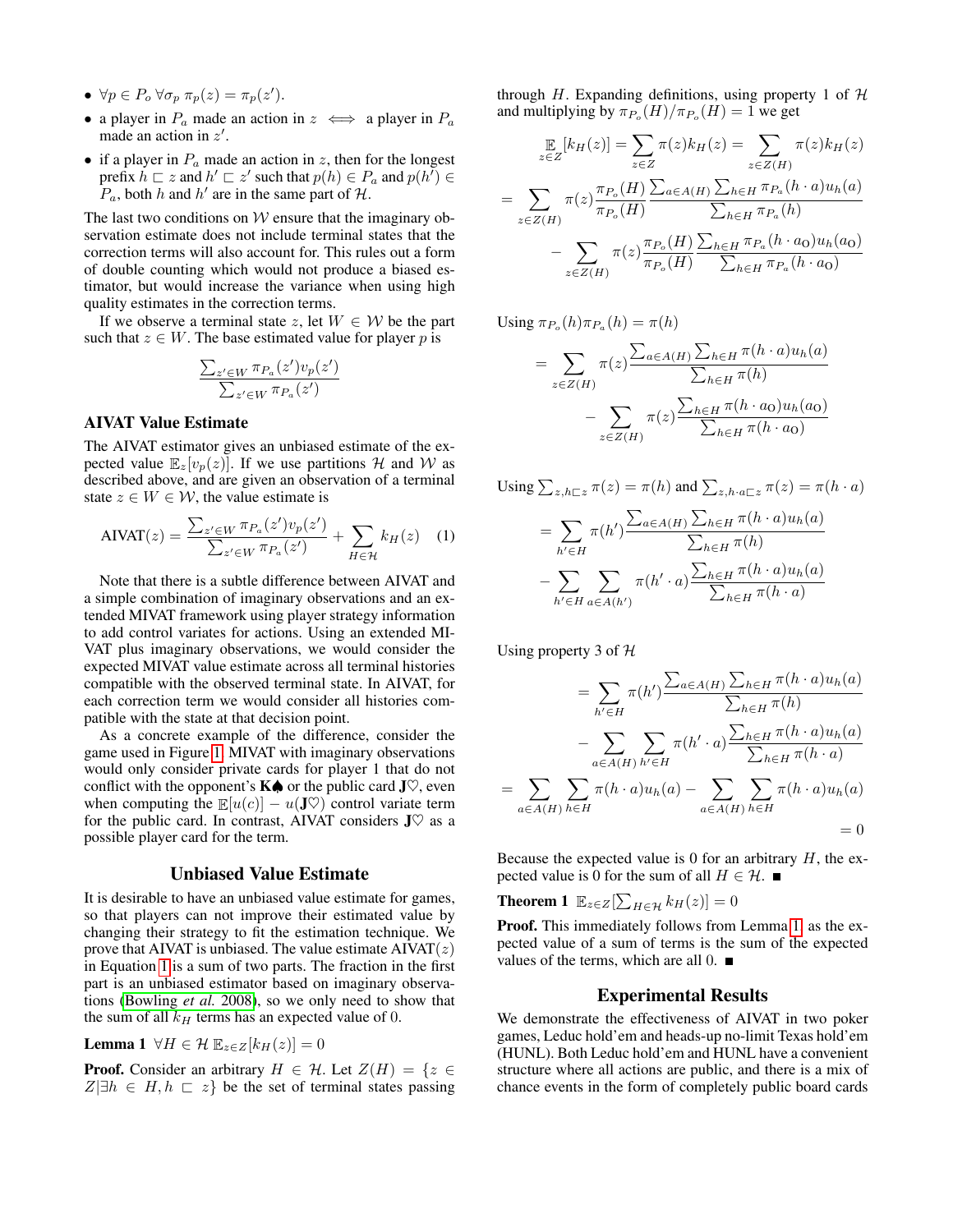- $\forall p \in P_o \, \forall \sigma_p \; \pi_p(z) = \pi_p(z')$.
- a player in $P_a$ made an action in $z \iff$ a player in $P_a$ made an action in $z'$.
- if a player in $P_a$ made an action in $z$, then for the longest prefix $h \sqsubset z$ and $h' \sqsubset z'$ such that $p(h) \in P_a$ and $p(h') \in P_a$, both $h$ and $h'$ are in the same part of $\mathcal{H}$.

The last two conditions on $\mathcal{W}$ ensure that the imaginary observation estimate does not include terminal states that the correction terms will also account for. This rules out a form of double counting which would not produce a biased estimator, but would increase the variance when using high quality estimates in the correction terms.

If we observe a terminal state $z$, let $W \in \mathcal{W}$ be the part such that $z \in W$. The base estimated value for player $p$ is

$$\frac{\sum_{z' \in W} \pi_{P_a}(z') v_p(z')}{\sum_{z' \in W} \pi_{P_a}(z')}$$

### AIVAT Value Estimate

The AIVAT estimator gives an unbiased estimate of the expected value $\mathbb{E}_z[v_p(z)]$. If we use partitions $\mathcal{H}$ and $\mathcal{W}$ as described above, and are given an observation of a terminal state $z \in W \in \mathcal{W}$, the value estimate is

$$\text{AIVAT}(z) = \frac{\sum_{z' \in W} \pi_{P_a}(z') v_p(z')}{\sum_{z' \in W} \pi_{P_a}(z')} + \sum_{H \in \mathcal{H}} k_H(z) \quad (1)$$

Note that there is a subtle difference between AIVAT and a simple combination of imaginary observations and an extended MIVAT framework using player strategy information to add control variates for actions. Using an extended MIVAT plus imaginary observations, we would consider the expected MIVAT value estimate across all terminal histories compatible with the observed terminal state. In AIVAT, for each correction term we would consider all histories compatible with the state at that decision point.

As a concrete example of the difference, consider the game used in Figure 1. MIVAT with imaginary observations would only consider private cards for player 1 that do not conflict with the opponent's **K♠** or the public card **J♡**, even when computing the $\mathbb{E}[u(c)] - u(\mathbf{J}\heartsuit)$ control variate term for the public card. In contrast, AIVAT considers **J♡** as a possible player card for the term.

## Unbiased Value Estimate

It is desirable to have an unbiased value estimate for games, so that players can not improve their estimated value by changing their strategy to fit the estimation technique. We prove that AIVAT is unbiased. The value estimate $\text{AIVAT}(z)$ in Equation 1 is a sum of two parts. The fraction in the first part is an unbiased estimator based on imaginary observations (Bowling *et al.* 2008), so we only need to show that the sum of all $k_H$ terms has an expected value of 0.

**Lemma 1** $\forall H \in \mathcal{H} \; \mathbb{E}_{z \in Z}[k_H(z)] = 0$

**Proof.** Consider an arbitrary $H \in \mathcal{H}$. Let $Z(H) = \{z \in Z | \exists h \in H, h \sqsubset z\}$ be the set of terminal states passing through $H$. Expanding definitions, using property 1 of $\mathcal{H}$ and multiplying by $\pi_{P_o}(H)/\pi_{P_o}(H) = 1$ we get

$$\mathop{\mathbb{E}}_{z \in Z}[k_H(z)] = \sum_{z \in Z} \pi(z) k_H(z) = \sum_{z \in Z(H)} \pi(z) k_H(z)$$

$$= \sum_{z \in Z(H)} \pi(z) \frac{\pi_{P_o}(H)}{\pi_{P_o}(H)} \frac{\sum_{a \in A(H)} \sum_{h \in H} \pi_{P_a}(h \cdot a) u_h(a)}{\sum_{h \in H} \pi_{P_a}(h)}$$

$$- \sum_{z \in Z(H)} \pi(z) \frac{\pi_{P_o}(H)}{\pi_{P_o}(H)} \frac{\sum_{h \in H} \pi_{P_a}(h \cdot a_{\text{O}}) u_h(a_{\text{O}})}{\sum_{h \in H} \pi_{P_a}(h \cdot a_{\text{O}})}$$

Using $\pi_{P_o}(h) \pi_{P_a}(h) = \pi(h)$

$$= \sum_{z \in Z(H)} \pi(z) \frac{\sum_{a \in A(H)} \sum_{h \in H} \pi(h \cdot a) u_h(a)}{\sum_{h \in H} \pi(h)}$$

$$- \sum_{z \in Z(H)} \pi(z) \frac{\sum_{h \in H} \pi(h \cdot a_{\text{O}}) u_h(a_{\text{O}})}{\sum_{h \in H} \pi(h \cdot a_{\text{O}})}$$

Using $\sum_{z, h \sqsubset z} \pi(z) = \pi(h)$ and $\sum_{z, h \cdot a \sqsubset z} \pi(z) = \pi(h \cdot a)$

$$= \sum_{h' \in H} \pi(h') \frac{\sum_{a \in A(H)} \sum_{h \in H} \pi(h \cdot a) u_h(a)}{\sum_{h \in H} \pi(h)}$$

$$- \sum_{h' \in H} \sum_{a \in A(h')} \pi(h' \cdot a) \frac{\sum_{h \in H} \pi(h \cdot a) u_h(a)}{\sum_{h \in H} \pi(h \cdot a)}$$

Using property 3 of $\mathcal{H}$

$$= \sum_{h' \in H} \pi(h') \frac{\sum_{a \in A(H)} \sum_{h \in H} \pi(h \cdot a) u_h(a)}{\sum_{h \in H} \pi(h)}$$

$$- \sum_{a \in A(H)} \sum_{h' \in H} \pi(h' \cdot a) \frac{\sum_{h \in H} \pi(h \cdot a) u_h(a)}{\sum_{h \in H} \pi(h \cdot a)}$$

$$= \sum_{a \in A(H)} \sum_{h \in H} \pi(h \cdot a) u_h(a) - \sum_{a \in A(H)} \sum_{h \in H} \pi(h \cdot a) u_h(a)$$

$$= 0$$

Because the expected value is 0 for an arbitrary $H$, the expected value is 0 for the sum of all $H \in \mathcal{H}$. ■

**Theorem 1** $\mathbb{E}_{z \in Z}[\sum_{H \in \mathcal{H}} k_H(z)] = 0$

**Proof.** This immediately follows from Lemma 1, as the expected value of a sum of terms is the sum of the expected values of the terms, which are all 0. ■

## Experimental Results

We demonstrate the effectiveness of AIVAT in two poker games, Leduc hold'em and heads-up no-limit Texas hold'em (HUNL). Both Leduc hold'em and HUNL have a convenient structure where all actions are public, and there is a mix of chance events in the form of completely public board cards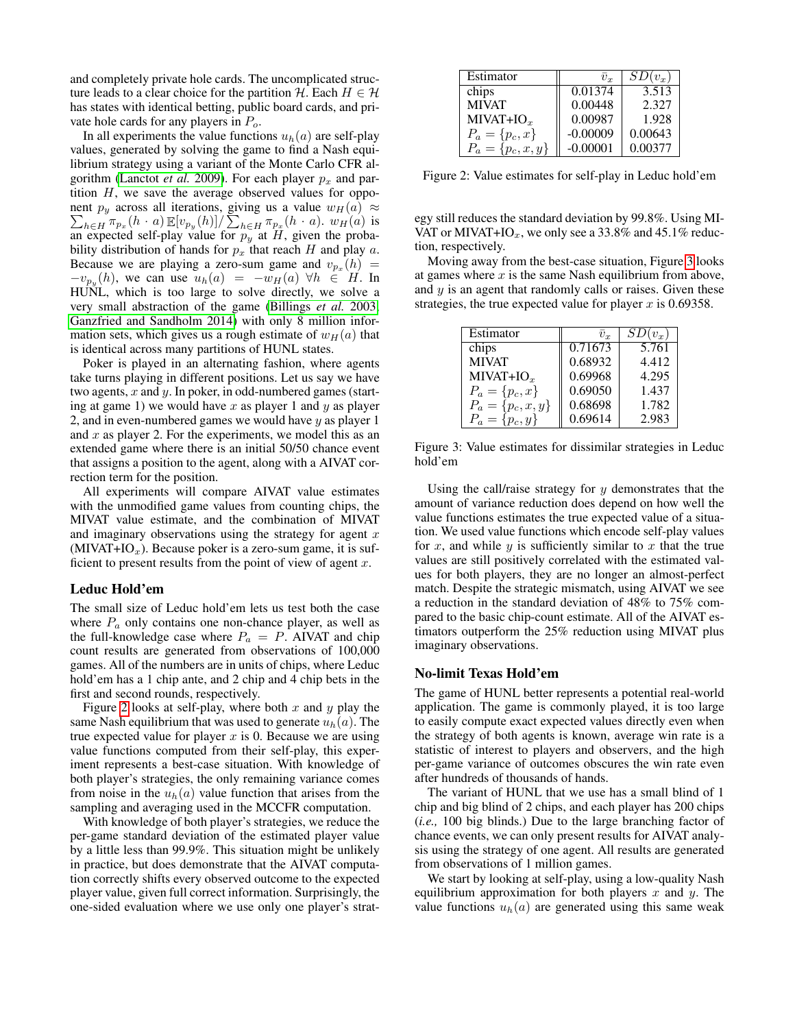and completely private hole cards. The uncomplicated structure leads to a clear choice for the partition $\mathcal{H}$. Each $H \in \mathcal{H}$ has states with identical betting, public board cards, and private hole cards for any players in $P_o$.

In all experiments the value functions $u_h(a)$ are self-play values, generated by solving the game to find a Nash equilibrium strategy using a variant of the Monte Carlo CFR algorithm (Lanctot *et al.* 2009). For each player $p_x$ and partition $H$, we save the average observed values for opponent $p_y$ across all iterations, giving us a value $w_H(a) \approx \sum_{h \in H} \pi_{p_x}(h \cdot a) \, \mathbb{E}[v_{p_y}(h)] / \sum_{h \in H} \pi_{p_x}(h \cdot a)$. $w_H(a)$ is an expected self-play value for $p_y$ at $H$, given the probability distribution of hands for $p_x$ that reach $H$ and play $a$. Because we are playing a zero-sum game and $v_{p_x}(h) = -v_{p_y}(h)$, we can use $u_h(a) = -w_H(a) \; \forall h \in H$. In HUNL, which is too large to solve directly, we solve a very small abstraction of the game (Billings *et al.* 2003; Ganzfried and Sandholm 2014) with only 8 million information sets, which gives us a rough estimate of $w_H(a)$ that is identical across many partitions of HUNL states.

Poker is played in an alternating fashion, where agents take turns playing in different positions. Let us say we have two agents, $x$ and $y$. In poker, in odd-numbered games (starting at game 1) we would have $x$ as player 1 and $y$ as player 2, and in even-numbered games we would have $y$ as player 1 and $x$ as player 2. For the experiments, we model this as an extended game where there is an initial 50/50 chance event that assigns a position to the agent, along with a AIVAT correction term for the position.

All experiments will compare AIVAT value estimates with the unmodified game values from counting chips, the MIVAT value estimate, and the combination of MIVAT and imaginary observations using the strategy for agent $x$ (MIVAT+IO$_x$). Because poker is a zero-sum game, it is sufficient to present results from the point of view of agent $x$.

## Leduc Hold'em

The small size of Leduc hold'em lets us test both the case where $P_a$ only contains one non-chance player, as well as the full-knowledge case where $P_a = P$. AIVAT and chip count results are generated from observations of 100,000 games. All of the numbers are in units of chips, where Leduc hold'em has a 1 chip ante, and 2 chip and 4 chip bets in the first and second rounds, respectively.

Figure 2 looks at self-play, where both $x$ and $y$ play the same Nash equilibrium that was used to generate $u_h(a)$. The true expected value for player $x$ is 0. Because we are using value functions computed from their self-play, this experiment represents a best-case situation. With knowledge of both player's strategies, the only remaining variance comes from noise in the $u_h(a)$ value function that arises from the sampling and averaging used in the MCCFR computation.

With knowledge of both player's strategies, we reduce the per-game standard deviation of the estimated player value by a little less than 99.9%. This situation might be unlikely in practice, but does demonstrate that the AIVAT computation correctly shifts every observed outcome to the expected player value, given full correct information. Surprisingly, the one-sided evaluation where we use only one player's strategy still reduces the standard deviation by 99.8%. Using MIVAT or MIVAT+IO$_x$, we only see a 33.8% and 45.1% reduction, respectively.

| Estimator | $\bar{v}_x$ | $SD(v_x)$ |
|---|---|---|
| chips | 0.01374 | 3.513 |
| MIVAT | 0.00448 | 2.327 |
| MIVAT+IO$_x$ | 0.00987 | 1.928 |
| $P_a = \{p_c, x\}$ | -0.00009 | 0.00643 |
| $P_a = \{p_c, x, y\}$ | -0.00001 | 0.00377 |

Figure 2: Value estimates for self-play in Leduc hold'em

Moving away from the best-case situation, Figure 3 looks at games where $x$ is the same Nash equilibrium from above, and $y$ is an agent that randomly calls or raises. Given these strategies, the true expected value for player $x$ is 0.69358.

| Estimator | $\bar{v}_x$ | $SD(v_x)$ |
|---|---|---|
| chips | 0.71673 | 5.761 |
| MIVAT | 0.68932 | 4.412 |
| MIVAT+IO$_x$ | 0.69968 | 4.295 |
| $P_a = \{p_c, x\}$ | 0.69050 | 1.437 |
| $P_a = \{p_c, x, y\}$ | 0.68698 | 1.782 |
| $P_a = \{p_c, y\}$ | 0.69614 | 2.983 |

Figure 3: Value estimates for dissimilar strategies in Leduc hold'em

Using the call/raise strategy for $y$ demonstrates that the amount of variance reduction does depend on how well the value functions estimates the true expected value of a situation. We used value functions which encode self-play values for $x$, and while $y$ is sufficiently similar to $x$ that the true values are still positively correlated with the estimated values for both players, they are no longer an almost-perfect match. Despite the strategic mismatch, using AIVAT we see a reduction in the standard deviation of 48% to 75% compared to the basic chip-count estimate. All of the AIVAT estimators outperform the 25% reduction using MIVAT plus imaginary observations.

## No-limit Texas Hold'em

The game of HUNL better represents a potential real-world application. The game is commonly played, it is too large to easily compute exact expected values directly even when the strategy of both agents is known, average win rate is a statistic of interest to players and observers, and the high per-game variance of outcomes obscures the win rate even after hundreds of thousands of hands.

The variant of HUNL that we use has a small blind of 1 chip and big blind of 2 chips, and each player has 200 chips (*i.e.,* 100 big blinds.) Due to the large branching factor of chance events, we can only present results for AIVAT analysis using the strategy of one agent. All results are generated from observations of 1 million games.

We start by looking at self-play, using a low-quality Nash equilibrium approximation for both players $x$ and $y$. The value functions $u_h(a)$ are generated using this same weak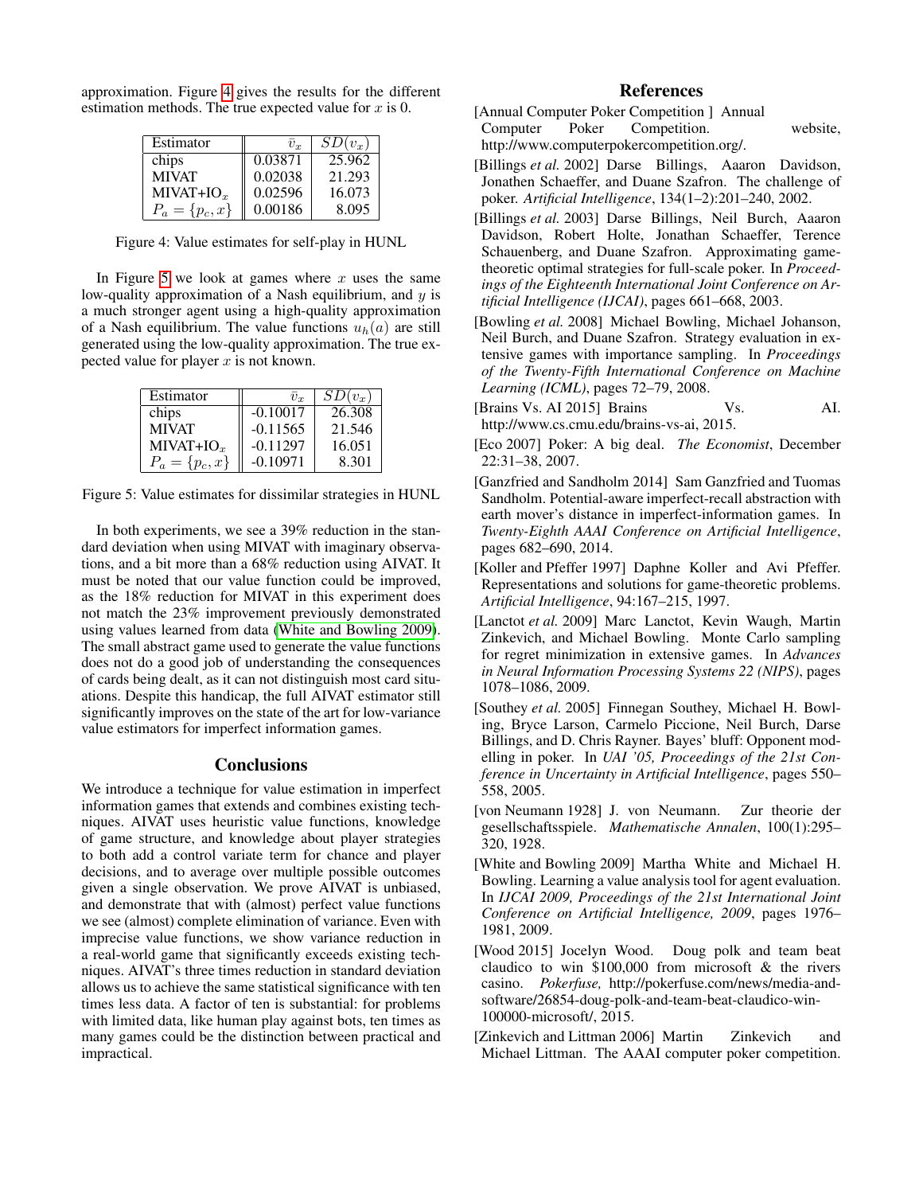approximation. Figure 4 gives the results for the different estimation methods. The true expected value for $x$ is 0.

| Estimator | $\bar{v}_x$ | $SD(v_x)$ |
|---|---|---|
| chips | 0.03871 | 25.962 |
| MIVAT | 0.02038 | 21.293 |
| MIVAT+IO$_x$ | 0.02596 | 16.073 |
| $P_a = \{p_c, x\}$ | 0.00186 | 8.095 |

Figure 4: Value estimates for self-play in HUNL

In Figure 5 we look at games where $x$ uses the same low-quality approximation of a Nash equilibrium, and $y$ is a much stronger agent using a high-quality approximation of a Nash equilibrium. The value functions $u_h(a)$ are still generated using the low-quality approximation. The true expected value for player $x$ is not known.

| Estimator | $\bar{v}_x$ | $SD(v_x)$ |
|---|---|---|
| chips | -0.10017 | 26.308 |
| MIVAT | -0.11565 | 21.546 |
| MIVAT+IO$_x$ | -0.11297 | 16.051 |
| $P_a = \{p_c, x\}$ | -0.10971 | 8.301 |

Figure 5: Value estimates for dissimilar strategies in HUNL

In both experiments, we see a 39% reduction in the standard deviation when using MIVAT with imaginary observations, and a bit more than a 68% reduction using AIVAT. It must be noted that our value function could be improved, as the 18% reduction for MIVAT in this experiment does not match the 23% improvement previously demonstrated using values learned from data (White and Bowling 2009). The small abstract game used to generate the value functions does not do a good job of understanding the consequences of cards being dealt, as it can not distinguish most card situations. Despite this handicap, the full AIVAT estimator still significantly improves on the state of the art for low-variance value estimators for imperfect information games.

## Conclusions

We introduce a technique for value estimation in imperfect information games that extends and combines existing techniques. AIVAT uses heuristic value functions, knowledge of game structure, and knowledge about player strategies to both add a control variate term for chance and player decisions, and to average over multiple possible outcomes given a single observation. We prove AIVAT is unbiased, and demonstrate that with (almost) perfect value functions we see (almost) complete elimination of variance. Even with imprecise value functions, we show variance reduction in a real-world game that significantly exceeds existing techniques. AIVAT's three times reduction in standard deviation allows us to achieve the same statistical significance with ten times less data. A factor of ten is substantial: for problems with limited data, like human play against bots, ten times as many games could be the distinction between practical and impractical.

## References

[Annual Computer Poker Competition ] Annual Computer Poker Competition. website, http://www.computerpokercompetition.org/.

[Billings *et al.* 2002] Darse Billings, Aaaron Davidson, Jonathen Schaeffer, and Duane Szafron. The challenge of poker. *Artificial Intelligence*, 134(1–2):201–240, 2002.

[Billings *et al.* 2003] Darse Billings, Neil Burch, Aaaron Davidson, Robert Holte, Jonathan Schaeffer, Terence Schauenberg, and Duane Szafron. Approximating game-theoretic optimal strategies for full-scale poker. In *Proceedings of the Eighteenth International Joint Conference on Artificial Intelligence (IJCAI)*, pages 661–668, 2003.

[Bowling *et al.* 2008] Michael Bowling, Michael Johanson, Neil Burch, and Duane Szafron. Strategy evaluation in extensive games with importance sampling. In *Proceedings of the Twenty-Fifth International Conference on Machine Learning (ICML)*, pages 72–79, 2008.

[Brains Vs. AI 2015] Brains Vs. AI. http://www.cs.cmu.edu/brains-vs-ai, 2015.

[Eco 2007] Poker: A big deal. *The Economist*, December 22:31–38, 2007.

[Ganzfried and Sandholm 2014] Sam Ganzfried and Tuomas Sandholm. Potential-aware imperfect-recall abstraction with earth mover's distance in imperfect-information games. In *Twenty-Eighth AAAI Conference on Artificial Intelligence*, pages 682–690, 2014.

[Koller and Pfeffer 1997] Daphne Koller and Avi Pfeffer. Representations and solutions for game-theoretic problems. *Artificial Intelligence*, 94:167–215, 1997.

[Lanctot *et al.* 2009] Marc Lanctot, Kevin Waugh, Martin Zinkevich, and Michael Bowling. Monte Carlo sampling for regret minimization in extensive games. In *Advances in Neural Information Processing Systems 22 (NIPS)*, pages 1078–1086, 2009.

[Southey *et al.* 2005] Finnegan Southey, Michael H. Bowling, Bryce Larson, Carmelo Piccione, Neil Burch, Darse Billings, and D. Chris Rayner. Bayes' bluff: Opponent modelling in poker. In *UAI '05, Proceedings of the 21st Conference in Uncertainty in Artificial Intelligence*, pages 550–558, 2005.

[von Neumann 1928] J. von Neumann. Zur theorie der gesellschaftsspiele. *Mathematische Annalen*, 100(1):295–320, 1928.

[White and Bowling 2009] Martha White and Michael H. Bowling. Learning a value analysis tool for agent evaluation. In *IJCAI 2009, Proceedings of the 21st International Joint Conference on Artificial Intelligence, 2009*, pages 1976–1981, 2009.

[Wood 2015] Jocelyn Wood. Doug polk and team beat claudico to win $100,000 from microsoft & the rivers casino. *Pokerfuse,* http://pokerfuse.com/news/media-and-software/26854-doug-polk-and-team-beat-claudico-win-100000-microsoft/, 2015.

[Zinkevich and Littman 2006] Martin Zinkevich and Michael Littman. The AAAI computer poker competition.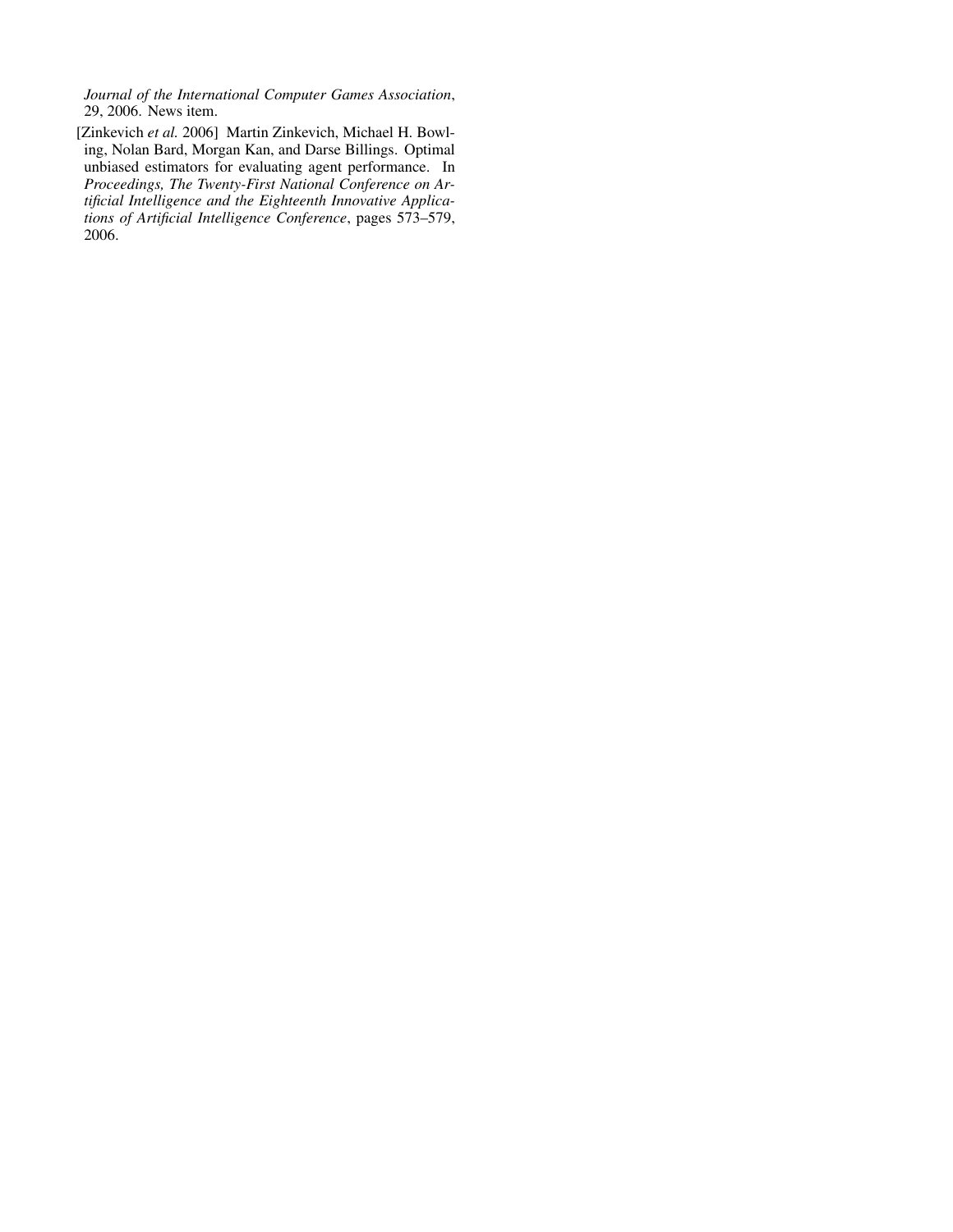*Journal of the International Computer Games Association*, 29, 2006. News item.

[Zinkevich *et al.* 2006] Martin Zinkevich, Michael H. Bowling, Nolan Bard, Morgan Kan, and Darse Billings. Optimal unbiased estimators for evaluating agent performance. In *Proceedings, The Twenty-First National Conference on Artificial Intelligence and the Eighteenth Innovative Applications of Artificial Intelligence Conference*, pages 573–579, 2006.